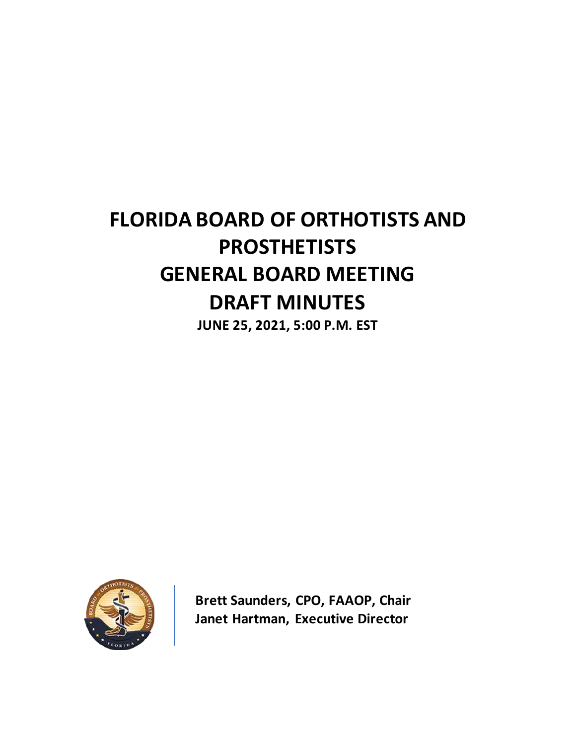# FLORIDA BOARD OF ORTHOTISTS AND PROSTHETISTS
# GENERAL BOARD MEETING
# DRAFT MINUTES

**JUNE 25, 2021, 5:00 P.M. EST**

**Brett Saunders, CPO, FAAOP, Chair**
**Janet Hartman, Executive Director**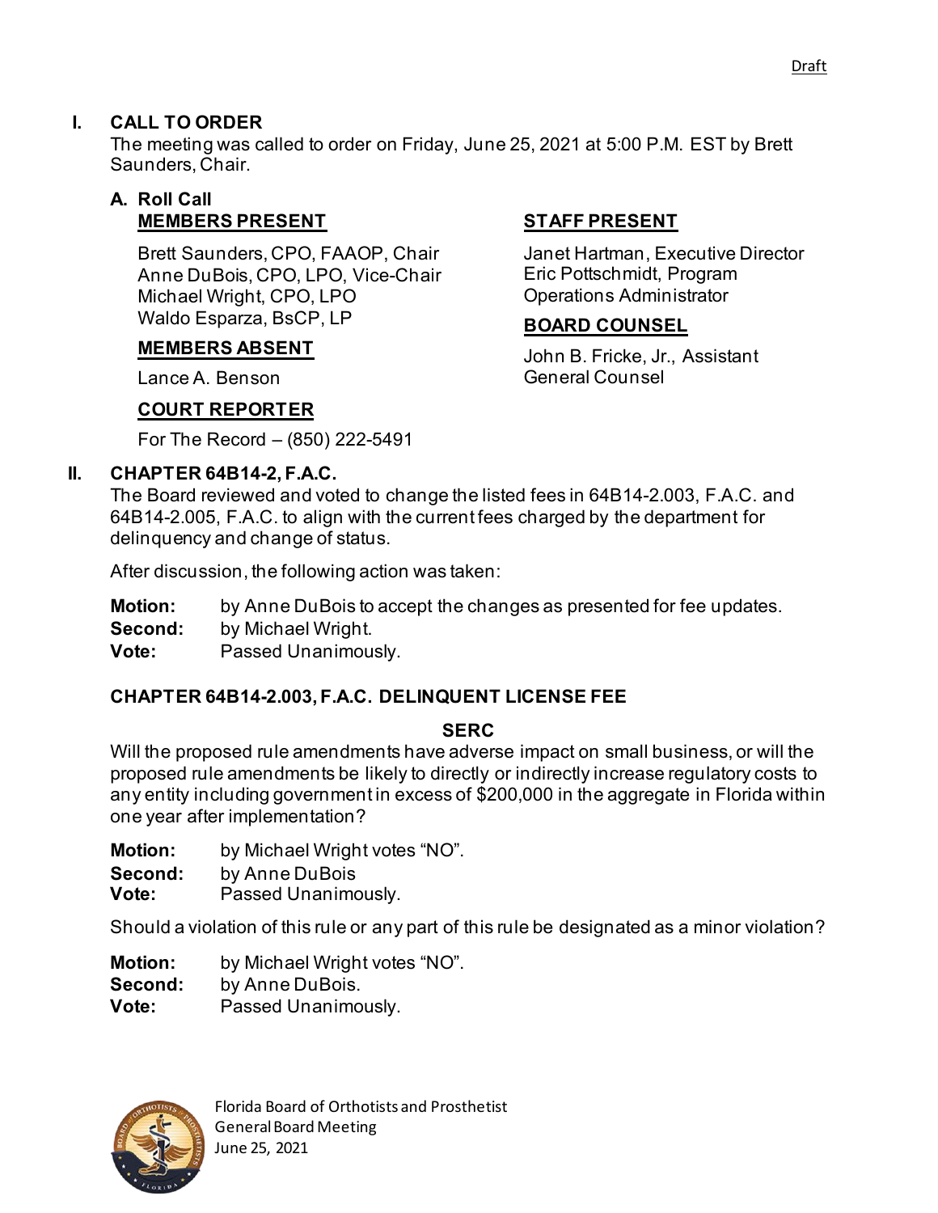Draft

## I. CALL TO ORDER

The meeting was called to order on Friday, June 25, 2021 at 5:00 P.M. EST by Brett Saunders, Chair.

### A. Roll Call

**MEMBERS PRESENT**

Brett Saunders, CPO, FAAOP, Chair
Anne DuBois, CPO, LPO, Vice-Chair
Michael Wright, CPO, LPO
Waldo Esparza, BsCP, LP

**MEMBERS ABSENT**

Lance A. Benson

**COURT REPORTER**

For The Record – (850) 222-5491

**STAFF PRESENT**

Janet Hartman, Executive Director
Eric Pottschmidt, Program Operations Administrator

**BOARD COUNSEL**

John B. Fricke, Jr., Assistant General Counsel

## II. CHAPTER 64B14-2, F.A.C.

The Board reviewed and voted to change the listed fees in 64B14-2.003, F.A.C. and 64B14-2.005, F.A.C. to align with the current fees charged by the department for delinquency and change of status.

After discussion, the following action was taken:

**Motion:** by Anne DuBois to accept the changes as presented for fee updates.
**Second:** by Michael Wright.
**Vote:** Passed Unanimously.

### CHAPTER 64B14-2.003, F.A.C. DELINQUENT LICENSE FEE

**SERC**

Will the proposed rule amendments have adverse impact on small business, or will the proposed rule amendments be likely to directly or indirectly increase regulatory costs to any entity including government in excess of $200,000 in the aggregate in Florida within one year after implementation?

**Motion:** by Michael Wright votes "NO".
**Second:** by Anne DuBois
**Vote:** Passed Unanimously.

Should a violation of this rule or any part of this rule be designated as a minor violation?

**Motion:** by Michael Wright votes "NO".
**Second:** by Anne DuBois.
**Vote:** Passed Unanimously.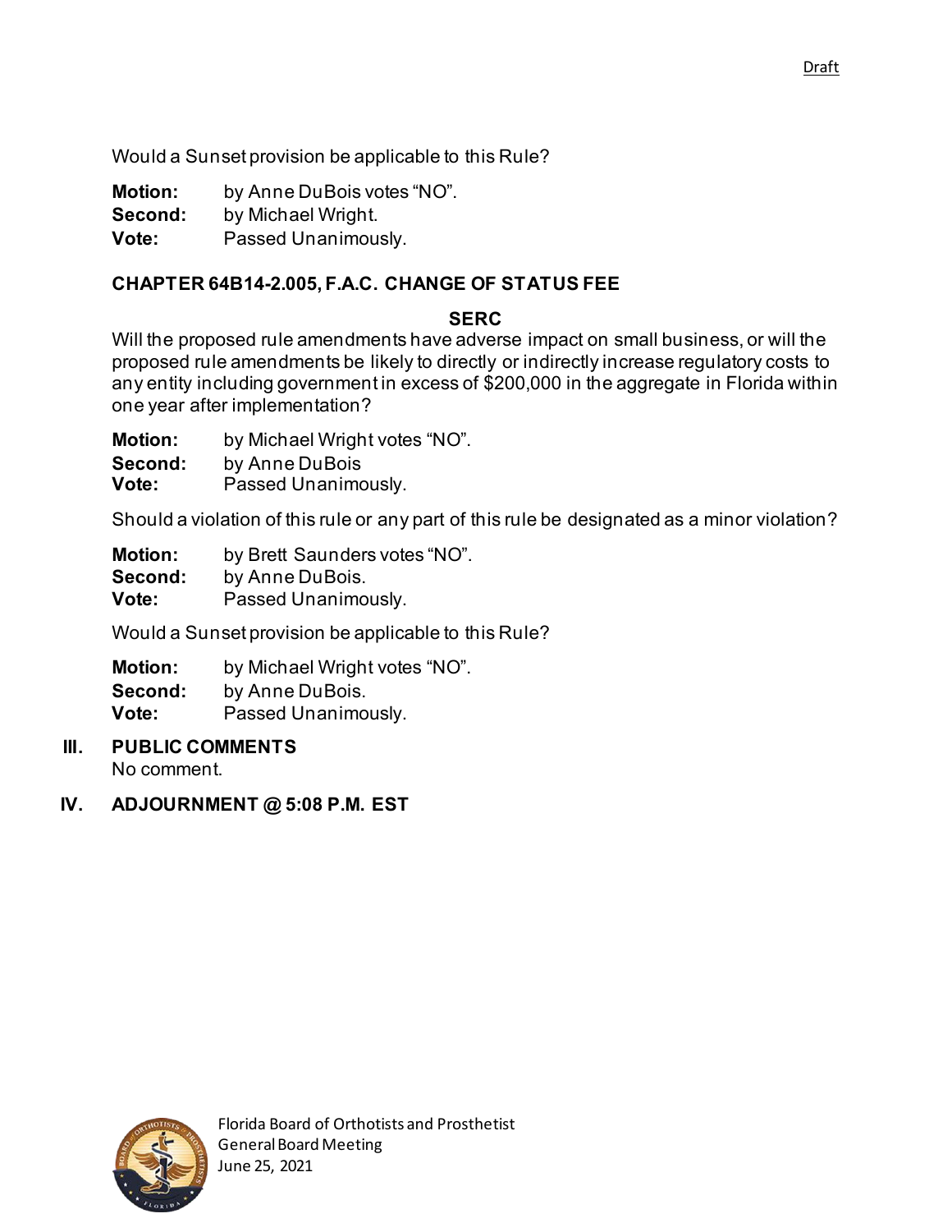Would a Sunset provision be applicable to this Rule?

**Motion:** by Anne DuBois votes "NO".
**Second:** by Michael Wright.
**Vote:** Passed Unanimously.

**CHAPTER 64B14-2.005, F.A.C. CHANGE OF STATUS FEE**

**SERC**

Will the proposed rule amendments have adverse impact on small business, or will the proposed rule amendments be likely to directly or indirectly increase regulatory costs to any entity including government in excess of $200,000 in the aggregate in Florida within one year after implementation?

**Motion:** by Michael Wright votes "NO".
**Second:** by Anne DuBois
**Vote:** Passed Unanimously.

Should a violation of this rule or any part of this rule be designated as a minor violation?

**Motion:** by Brett Saunders votes "NO".
**Second:** by Anne DuBois.
**Vote:** Passed Unanimously.

Would a Sunset provision be applicable to this Rule?

**Motion:** by Michael Wright votes "NO".
**Second:** by Anne DuBois.
**Vote:** Passed Unanimously.

## III. PUBLIC COMMENTS

No comment.

## IV. ADJOURNMENT @ 5:08 P.M. EST